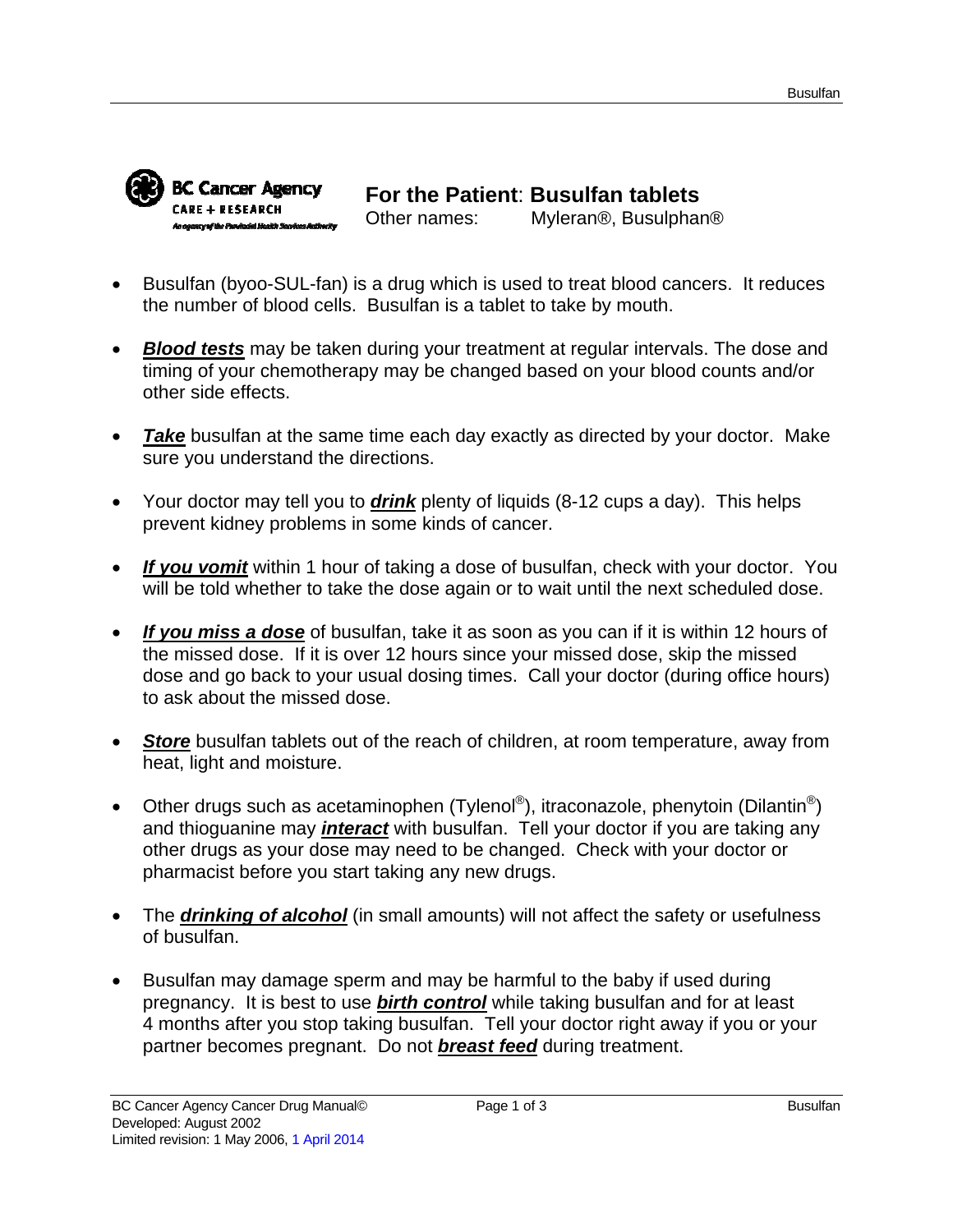BC Cancer Agency
CARE + RESEARCH
An agency of the Provincial Health Services Authority

# For the Patient: Busulfan tablets

Other names: Myleran®, Busulphan®

- Busulfan (byoo-SUL-fan) is a drug which is used to treat blood cancers. It reduces the number of blood cells. Busulfan is a tablet to take by mouth.
- ***Blood tests*** may be taken during your treatment at regular intervals. The dose and timing of your chemotherapy may be changed based on your blood counts and/or other side effects.
- ***Take*** busulfan at the same time each day exactly as directed by your doctor. Make sure you understand the directions.
- Your doctor may tell you to ***drink*** plenty of liquids (8-12 cups a day). This helps prevent kidney problems in some kinds of cancer.
- ***If you vomit*** within 1 hour of taking a dose of busulfan, check with your doctor. You will be told whether to take the dose again or to wait until the next scheduled dose.
- ***If you miss a dose*** of busulfan, take it as soon as you can if it is within 12 hours of the missed dose. If it is over 12 hours since your missed dose, skip the missed dose and go back to your usual dosing times. Call your doctor (during office hours) to ask about the missed dose.
- ***Store*** busulfan tablets out of the reach of children, at room temperature, away from heat, light and moisture.
- Other drugs such as acetaminophen (Tylenol®), itraconazole, phenytoin (Dilantin®) and thioguanine may ***interact*** with busulfan. Tell your doctor if you are taking any other drugs as your dose may need to be changed. Check with your doctor or pharmacist before you start taking any new drugs.
- The ***drinking of alcohol*** (in small amounts) will not affect the safety or usefulness of busulfan.
- Busulfan may damage sperm and may be harmful to the baby if used during pregnancy. It is best to use ***birth control*** while taking busulfan and for at least 4 months after you stop taking busulfan. Tell your doctor right away if you or your partner becomes pregnant. Do not ***breast feed*** during treatment.

BC Cancer Agency Cancer Drug Manual©
Developed: August 2002
Limited revision: 1 May 2006, 1 April 2014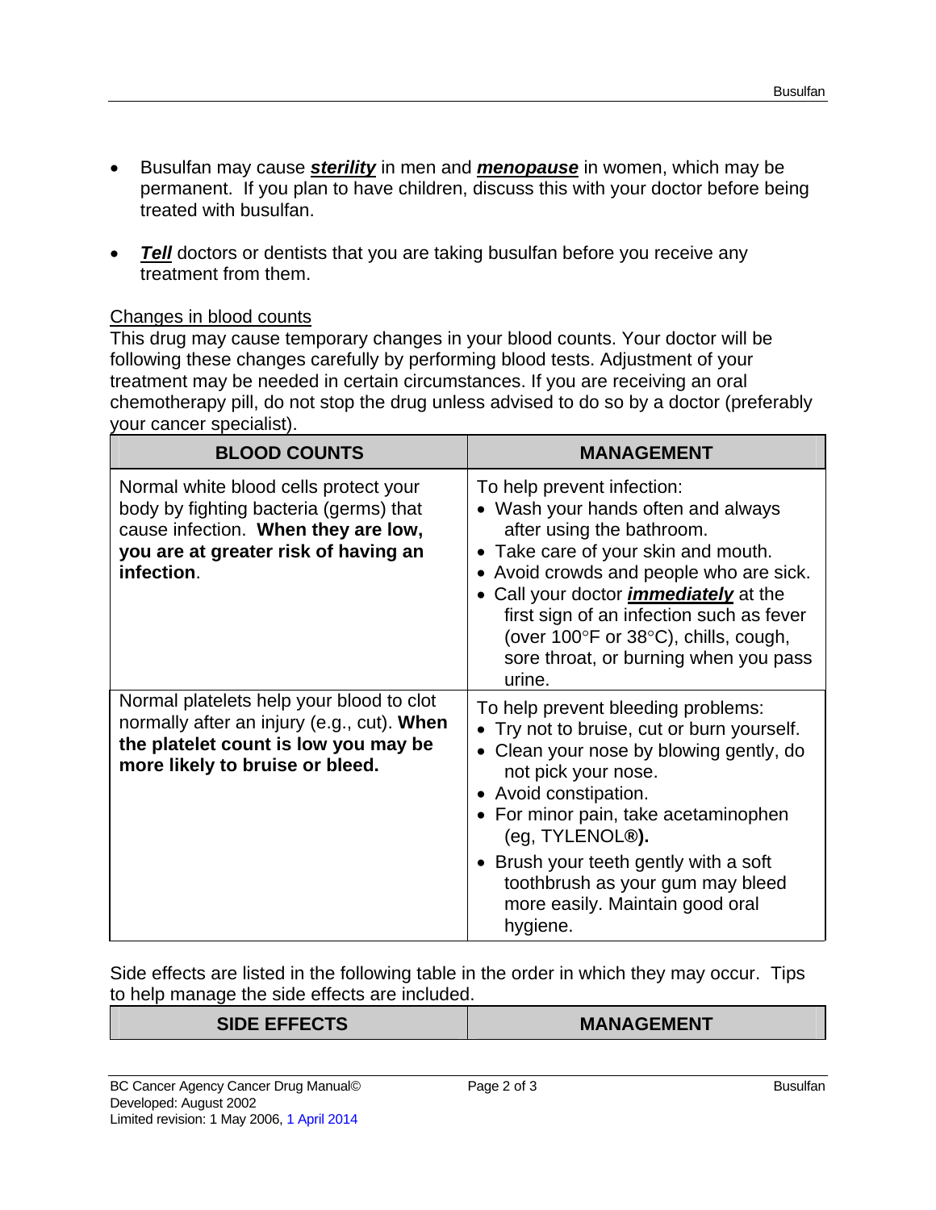- Busulfan may cause ***sterility*** in men and ***menopause*** in women, which may be permanent. If you plan to have children, discuss this with your doctor before being treated with busulfan.

- ***Tell*** doctors or dentists that you are taking busulfan before you receive any treatment from them.

Changes in blood counts

This drug may cause temporary changes in your blood counts. Your doctor will be following these changes carefully by performing blood tests. Adjustment of your treatment may be needed in certain circumstances. If you are receiving an oral chemotherapy pill, do not stop the drug unless advised to do so by a doctor (preferably your cancer specialist).

| BLOOD COUNTS | MANAGEMENT |
|---|---|
| Normal white blood cells protect your body by fighting bacteria (germs) that cause infection. **When they are low, you are at greater risk of having an infection**. | To help prevent infection:<br>• Wash your hands often and always after using the bathroom.<br>• Take care of your skin and mouth.<br>• Avoid crowds and people who are sick.<br>• Call your doctor ***immediately*** at the first sign of an infection such as fever (over 100°F or 38°C), chills, cough, sore throat, or burning when you pass urine. |
| Normal platelets help your blood to clot normally after an injury (e.g., cut). **When the platelet count is low you may be more likely to bruise or bleed.** | To help prevent bleeding problems:<br>• Try not to bruise, cut or burn yourself.<br>• Clean your nose by blowing gently, do not pick your nose.<br>• Avoid constipation.<br>• For minor pain, take acetaminophen (eg, TYLENOL**®).**<br>• Brush your teeth gently with a soft toothbrush as your gum may bleed more easily. Maintain good oral hygiene. |

Side effects are listed in the following table in the order in which they may occur. Tips to help manage the side effects are included.

| SIDE EFFECTS | MANAGEMENT |
|---|---|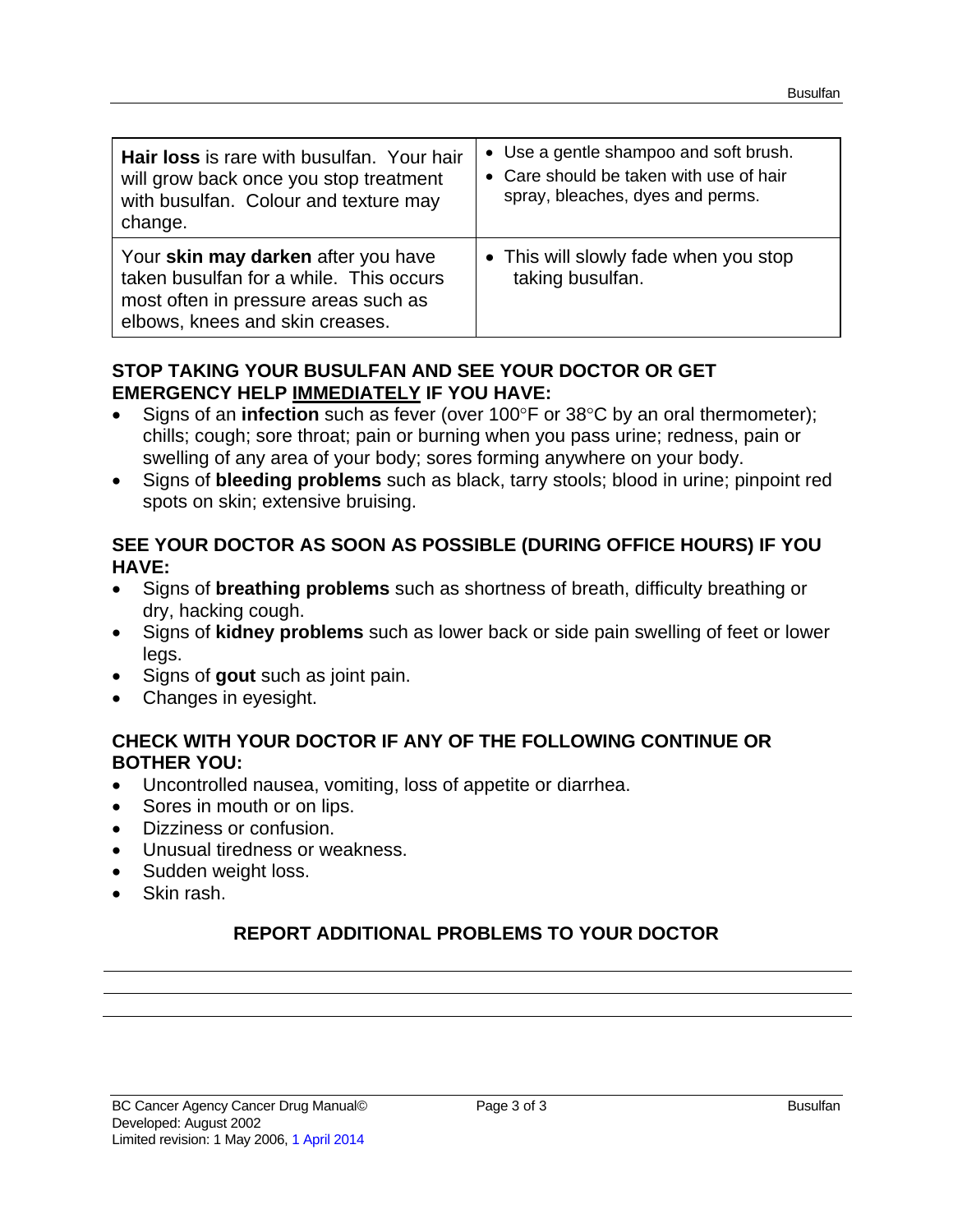| | |
|---|---|
| **Hair loss** is rare with busulfan. Your hair will grow back once you stop treatment with busulfan. Colour and texture may change. | • Use a gentle shampoo and soft brush.<br>• Care should be taken with use of hair spray, bleaches, dyes and perms. |
| Your **skin may darken** after you have taken busulfan for a while. This occurs most often in pressure areas such as elbows, knees and skin creases. | • This will slowly fade when you stop taking busulfan. |

**STOP TAKING YOUR BUSULFAN AND SEE YOUR DOCTOR OR GET EMERGENCY HELP <u>IMMEDIATELY</u> IF YOU HAVE:**

- Signs of an **infection** such as fever (over 100°F or 38°C by an oral thermometer); chills; cough; sore throat; pain or burning when you pass urine; redness, pain or swelling of any area of your body; sores forming anywhere on your body.
- Signs of **bleeding problems** such as black, tarry stools; blood in urine; pinpoint red spots on skin; extensive bruising.

**SEE YOUR DOCTOR AS SOON AS POSSIBLE (DURING OFFICE HOURS) IF YOU HAVE:**

- Signs of **breathing problems** such as shortness of breath, difficulty breathing or dry, hacking cough.
- Signs of **kidney problems** such as lower back or side pain swelling of feet or lower legs.
- Signs of **gout** such as joint pain.
- Changes in eyesight.

**CHECK WITH YOUR DOCTOR IF ANY OF THE FOLLOWING CONTINUE OR BOTHER YOU:**

- Uncontrolled nausea, vomiting, loss of appetite or diarrhea.
- Sores in mouth or on lips.
- Dizziness or confusion.
- Unusual tiredness or weakness.
- Sudden weight loss.
- Skin rash.

**REPORT ADDITIONAL PROBLEMS TO YOUR DOCTOR**

BC Cancer Agency Cancer Drug Manual©
Developed: August 2002
Limited revision: 1 May 2006, 1 April 2014